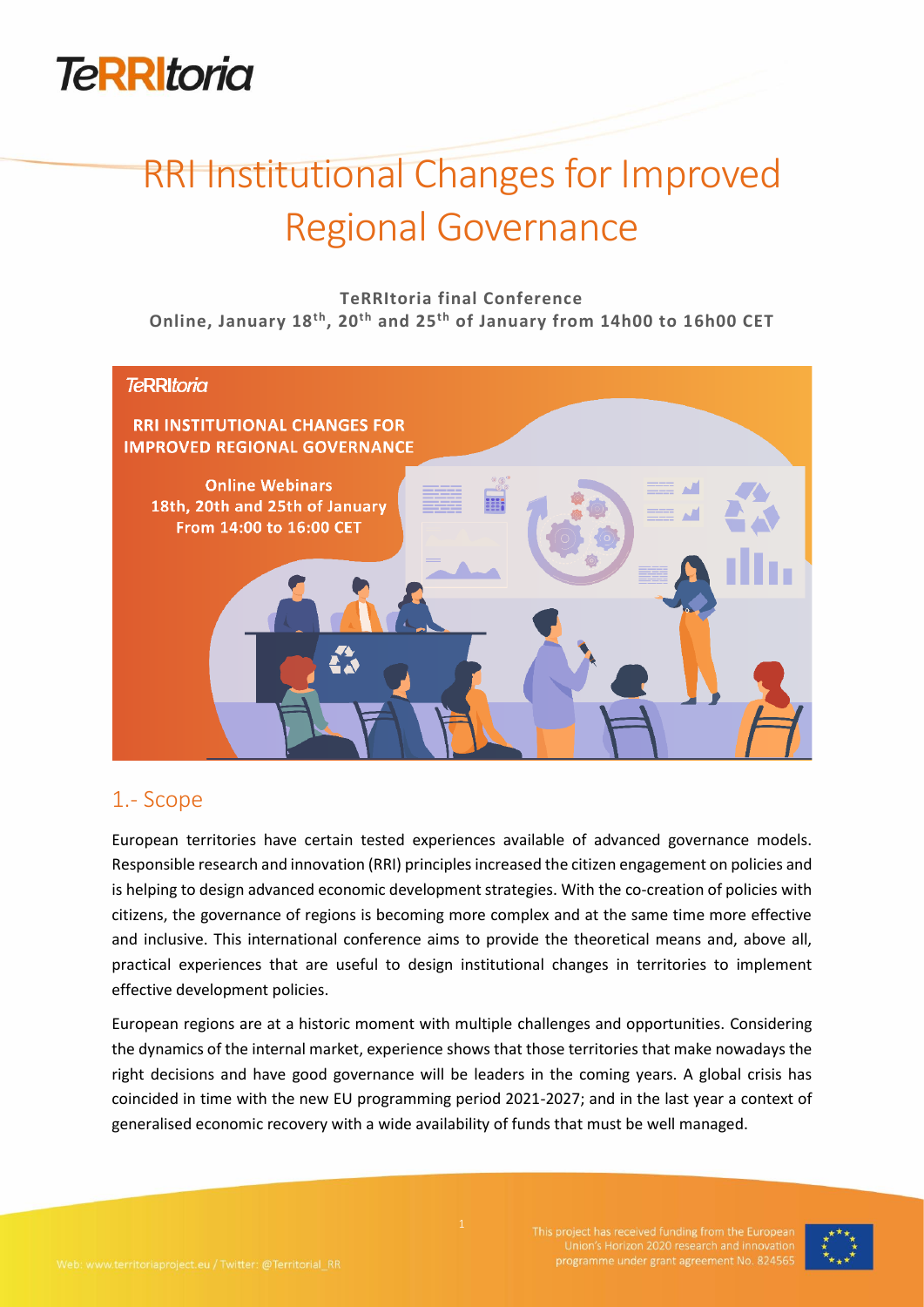# RRI Institutional Changes for Improved Regional Governance

**TeRRItoria final Conference**
**Online, January 18th, 20th and 25th of January from 14h00 to 16h00 CET**

## 1.- Scope

European territories have certain tested experiences available of advanced governance models. Responsible research and innovation (RRI) principles increased the citizen engagement on policies and is helping to design advanced economic development strategies. With the co-creation of policies with citizens, the governance of regions is becoming more complex and at the same time more effective and inclusive. This international conference aims to provide the theoretical means and, above all, practical experiences that are useful to design institutional changes in territories to implement effective development policies.

European regions are at a historic moment with multiple challenges and opportunities. Considering the dynamics of the internal market, experience shows that those territories that make nowadays the right decisions and have good governance will be leaders in the coming years. A global crisis has coincided in time with the new EU programming period 2021-2027; and in the last year a context of generalised economic recovery with a wide availability of funds that must be well managed.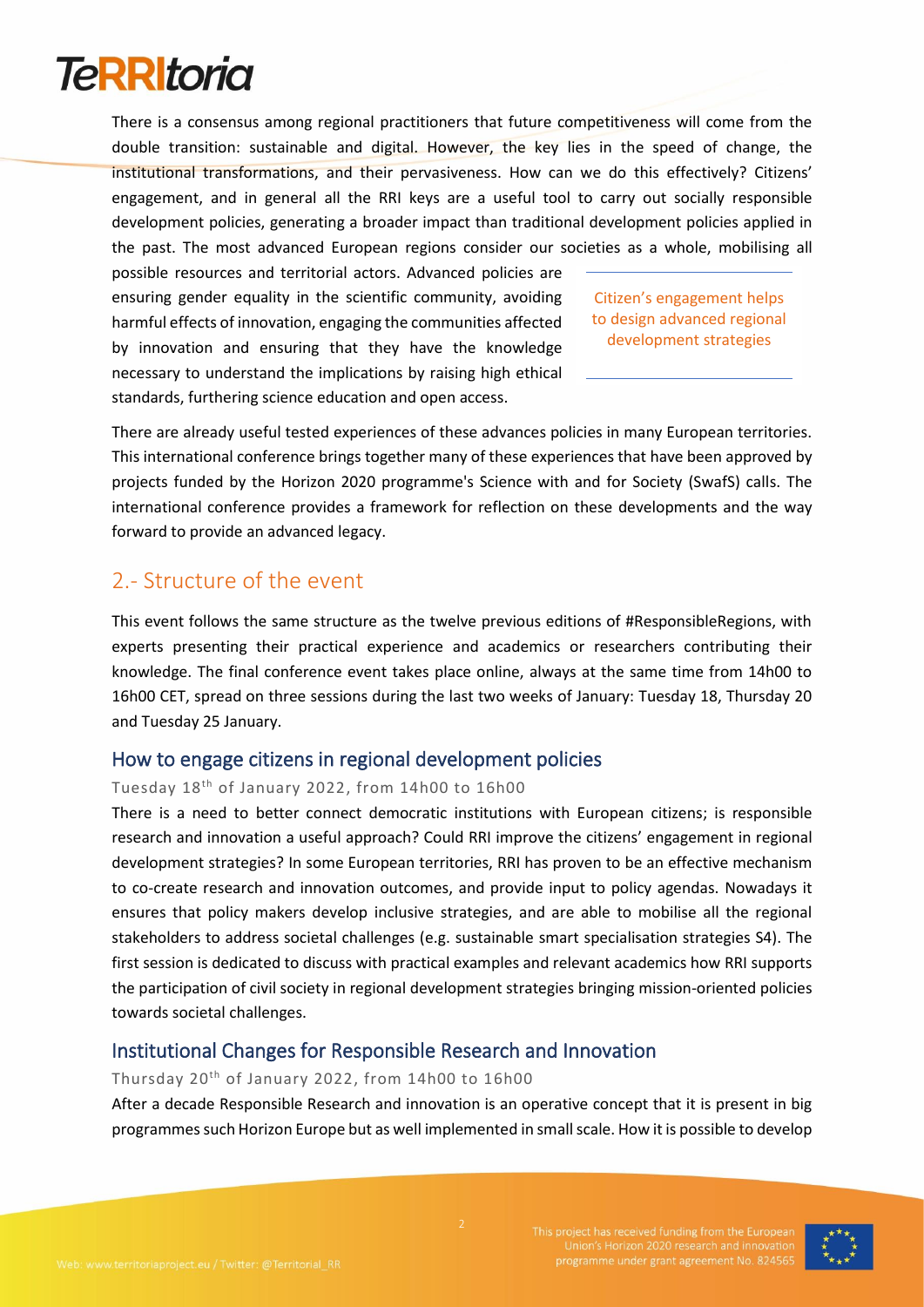There is a consensus among regional practitioners that future competitiveness will come from the double transition: sustainable and digital. However, the key lies in the speed of change, the institutional transformations, and their pervasiveness. How can we do this effectively? Citizens' engagement, and in general all the RRI keys are a useful tool to carry out socially responsible development policies, generating a broader impact than traditional development policies applied in the past. The most advanced European regions consider our societies as a whole, mobilising all possible resources and territorial actors. Advanced policies are ensuring gender equality in the scientific community, avoiding harmful effects of innovation, engaging the communities affected by innovation and ensuring that they have the knowledge necessary to understand the implications by raising high ethical standards, furthering science education and open access.

> Citizen's engagement helps to design advanced regional development strategies

There are already useful tested experiences of these advances policies in many European territories. This international conference brings together many of these experiences that have been approved by projects funded by the Horizon 2020 programme's Science with and for Society (SwafS) calls. The international conference provides a framework for reflection on these developments and the way forward to provide an advanced legacy.

## 2.- Structure of the event

This event follows the same structure as the twelve previous editions of #ResponsibleRegions, with experts presenting their practical experience and academics or researchers contributing their knowledge. The final conference event takes place online, always at the same time from 14h00 to 16h00 CET, spread on three sessions during the last two weeks of January: Tuesday 18, Thursday 20 and Tuesday 25 January.

### How to engage citizens in regional development policies

Tuesday 18th of January 2022, from 14h00 to 16h00

There is a need to better connect democratic institutions with European citizens; is responsible research and innovation a useful approach? Could RRI improve the citizens' engagement in regional development strategies? In some European territories, RRI has proven to be an effective mechanism to co-create research and innovation outcomes, and provide input to policy agendas. Nowadays it ensures that policy makers develop inclusive strategies, and are able to mobilise all the regional stakeholders to address societal challenges (e.g. sustainable smart specialisation strategies S4). The first session is dedicated to discuss with practical examples and relevant academics how RRI supports the participation of civil society in regional development strategies bringing mission-oriented policies towards societal challenges.

### Institutional Changes for Responsible Research and Innovation

Thursday 20th of January 2022, from 14h00 to 16h00

After a decade Responsible Research and innovation is an operative concept that it is present in big programmes such Horizon Europe but as well implemented in small scale. How it is possible to develop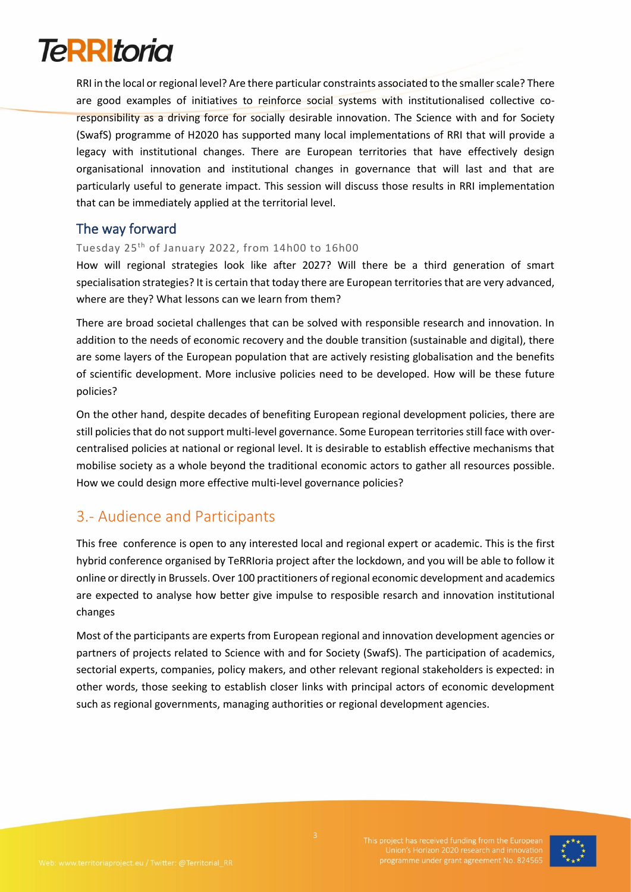RRI in the local or regional level? Are there particular constraints associated to the smaller scale? There are good examples of initiatives to reinforce social systems with institutionalised collective co-responsibility as a driving force for socially desirable innovation. The Science with and for Society (SwafS) programme of H2020 has supported many local implementations of RRI that will provide a legacy with institutional changes. There are European territories that have effectively design organisational innovation and institutional changes in governance that will last and that are particularly useful to generate impact. This session will discuss those results in RRI implementation that can be immediately applied at the territorial level.

### The way forward

Tuesday 25th of January 2022, from 14h00 to 16h00

How will regional strategies look like after 2027? Will there be a third generation of smart specialisation strategies? It is certain that today there are European territories that are very advanced, where are they? What lessons can we learn from them?

There are broad societal challenges that can be solved with responsible research and innovation. In addition to the needs of economic recovery and the double transition (sustainable and digital), there are some layers of the European population that are actively resisting globalisation and the benefits of scientific development. More inclusive policies need to be developed. How will be these future policies?

On the other hand, despite decades of benefiting European regional development policies, there are still policies that do not support multi-level governance. Some European territories still face with over-centralised policies at national or regional level. It is desirable to establish effective mechanisms that mobilise society as a whole beyond the traditional economic actors to gather all resources possible. How we could design more effective multi-level governance policies?

## 3.- Audience and Participants

This free conference is open to any interested local and regional expert or academic. This is the first hybrid conference organised by TeRRIoria project after the lockdown, and you will be able to follow it online or directly in Brussels. Over 100 practitioners of regional economic development and academics are expected to analyse how better give impulse to resposible resarch and innovation institutional changes

Most of the participants are experts from European regional and innovation development agencies or partners of projects related to Science with and for Society (SwafS). The participation of academics, sectorial experts, companies, policy makers, and other relevant regional stakeholders is expected: in other words, those seeking to establish closer links with principal actors of economic development such as regional governments, managing authorities or regional development agencies.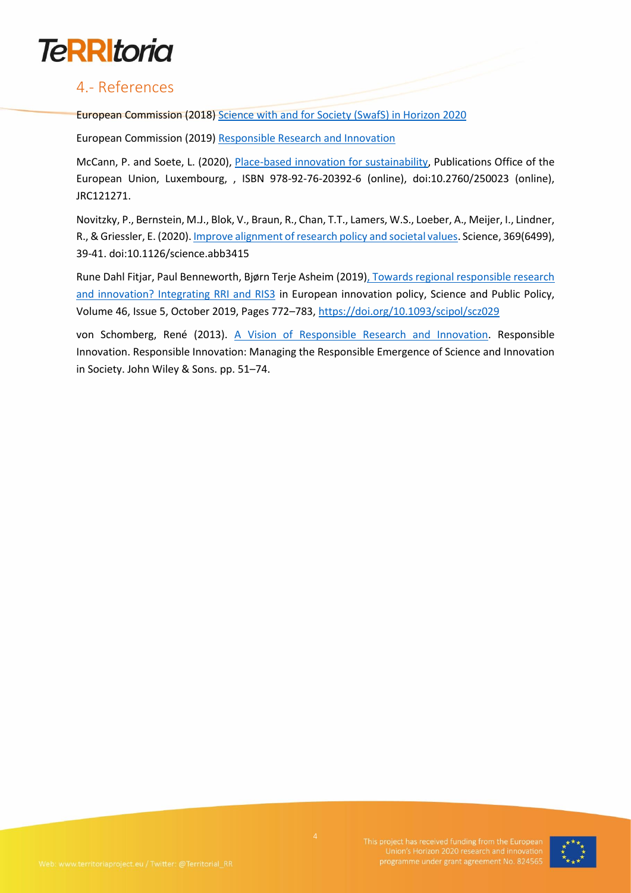## 4.- References

European Commission (2018) Science with and for Society (SwafS) in Horizon 2020

European Commission (2019) Responsible Research and Innovation

McCann, P. and Soete, L. (2020), Place-based innovation for sustainability, Publications Office of the European Union, Luxembourg, , ISBN 978-92-76-20392-6 (online), doi:10.2760/250023 (online), JRC121271.

Novitzky, P., Bernstein, M.J., Blok, V., Braun, R., Chan, T.T., Lamers, W.S., Loeber, A., Meijer, I., Lindner, R., & Griessler, E. (2020). Improve alignment of research policy and societal values. Science, 369(6499), 39-41. doi:10.1126/science.abb3415

Rune Dahl Fitjar, Paul Benneworth, Bjørn Terje Asheim (2019), Towards regional responsible research and innovation? Integrating RRI and RIS3 in European innovation policy, Science and Public Policy, Volume 46, Issue 5, October 2019, Pages 772–783, https://doi.org/10.1093/scipol/scz029

von Schomberg, René (2013). A Vision of Responsible Research and Innovation. Responsible Innovation. Responsible Innovation: Managing the Responsible Emergence of Science and Innovation in Society. John Wiley & Sons. pp. 51–74.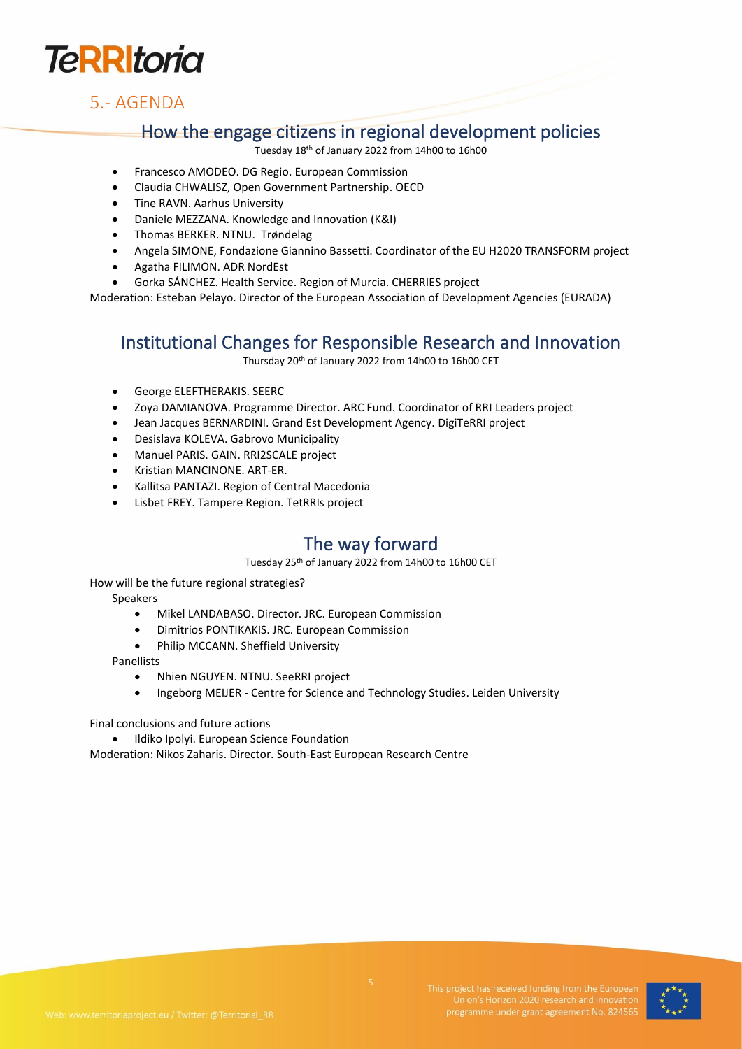## 5.- AGENDA

### How the engage citizens in regional development policies

Tuesday 18th of January 2022 from 14h00 to 16h00

- Francesco AMODEO. DG Regio. European Commission
- Claudia CHWALISZ, Open Government Partnership. OECD
- Tine RAVN. Aarhus University
- Daniele MEZZANA. Knowledge and Innovation (K&I)
- Thomas BERKER. NTNU. Trøndelag
- Angela SIMONE, Fondazione Giannino Bassetti. Coordinator of the EU H2020 TRANSFORM project
- Agatha FILIMON. ADR NordEst
- Gorka SÁNCHEZ. Health Service. Region of Murcia. CHERRIES project

Moderation: Esteban Pelayo. Director of the European Association of Development Agencies (EURADA)

### Institutional Changes for Responsible Research and Innovation

Thursday 20th of January 2022 from 14h00 to 16h00 CET

- George ELEFTHERAKIS. SEERC
- Zoya DAMIANOVA. Programme Director. ARC Fund. Coordinator of RRI Leaders project
- Jean Jacques BERNARDINI. Grand Est Development Agency. DigiTeRRI project
- Desislava KOLEVA. Gabrovo Municipality
- Manuel PARIS. GAIN. RRI2SCALE project
- Kristian MANCINONE. ART-ER.
- Kallitsa PANTAZI. Region of Central Macedonia
- Lisbet FREY. Tampere Region. TetRRIs project

### The way forward

Tuesday 25th of January 2022 from 14h00 to 16h00 CET

How will be the future regional strategies?

Speakers

- Mikel LANDABASO. Director. JRC. European Commission
- Dimitrios PONTIKAKIS. JRC. European Commission
- Philip MCCANN. Sheffield University

Panellists

- Nhien NGUYEN. NTNU. SeeRRI project
- Ingeborg MEIJER - Centre for Science and Technology Studies. Leiden University

Final conclusions and future actions

- Ildiko Ipolyi. European Science Foundation

Moderation: Nikos Zaharis. Director. South-East European Research Centre

This project has received funding from the European Union's Horizon 2020 research and innovation programme under grant agreement No. 824565